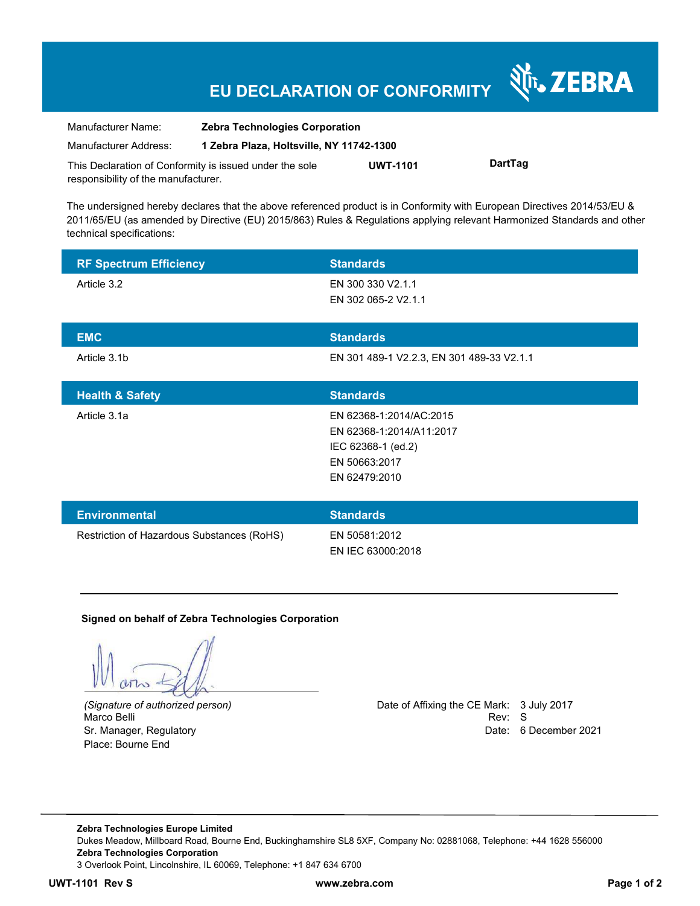# EU DECLARATION OF CONFORMITY

| | |
|---|---|
| Manufacturer Name: | **Zebra Technologies Corporation** |
| Manufacturer Address: | **1 Zebra Plaza, Holtsville, NY 11742-1300** |

This Declaration of Conformity is issued under the sole responsibility of the manufacturer. **UWT-1101** **DartTag**

The undersigned hereby declares that the above referenced product is in Conformity with European Directives 2014/53/EU & 2011/65/EU (as amended by Directive (EU) 2015/863) Rules & Regulations applying relevant Harmonized Standards and other technical specifications:

| RF Spectrum Efficiency | Standards |
|---|---|
| Article 3.2 | EN 300 330 V2.1.1<br>EN 302 065-2 V2.1.1 |

| EMC | Standards |
|---|---|
| Article 3.1b | EN 301 489-1 V2.2.3, EN 301 489-33 V2.1.1 |

| Health & Safety | Standards |
|---|---|
| Article 3.1a | EN 62368-1:2014/AC:2015<br>EN 62368-1:2014/A11:2017<br>IEC 62368-1 (ed.2)<br>EN 50663:2017<br>EN 62479:2010 |

| Environmental | Standards |
|---|---|
| Restriction of Hazardous Substances (RoHS) | EN 50581:2012<br>EN IEC 63000:2018 |

---

**Signed on behalf of Zebra Technologies Corporation**

*(Signature of authorized person)*
Marco Belli
Sr. Manager, Regulatory
Place: Bourne End

Date of Affixing the CE Mark: 3 July 2017
Rev: S
Date: 6 December 2021

---

**Zebra Technologies Europe Limited**
Dukes Meadow, Millboard Road, Bourne End, Buckinghamshire SL8 5XF, Company No: 02881068, Telephone: +44 1628 556000
**Zebra Technologies Corporation**
3 Overlook Point, Lincolnshire, IL 60069, Telephone: +1 847 634 6700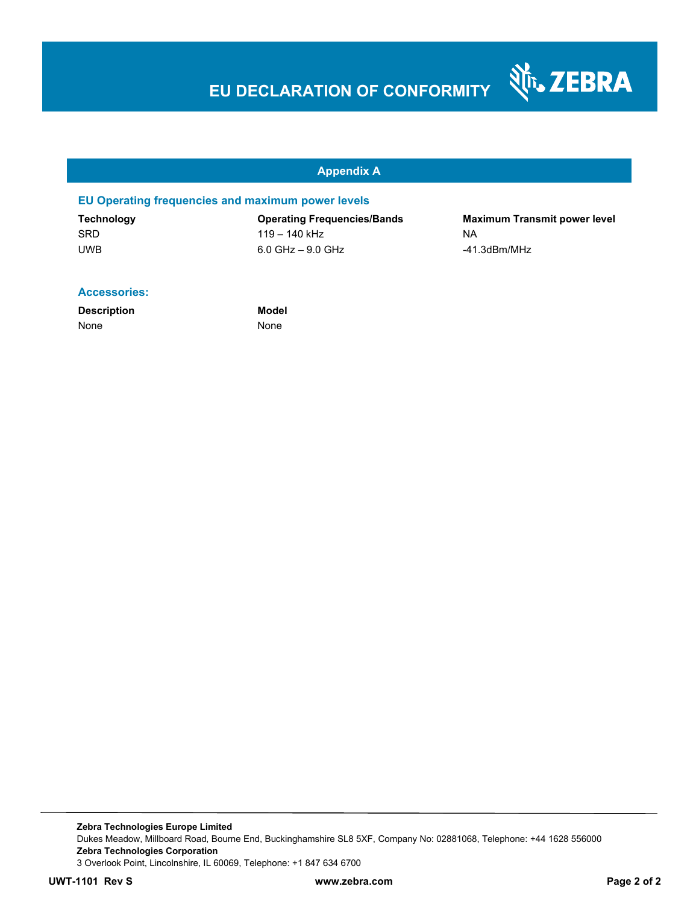# EU DECLARATION OF CONFORMITY

## Appendix A

### EU Operating frequencies and maximum power levels

| Technology | Operating Frequencies/Bands | Maximum Transmit power level |
|---|---|---|
| SRD | 119 – 140 kHz | NA |
| UWB | 6.0 GHz – 9.0 GHz | -41.3dBm/MHz |

### Accessories:

| Description | Model |
|---|---|
| None | None |

**Zebra Technologies Europe Limited**
Dukes Meadow, Millboard Road, Bourne End, Buckinghamshire SL8 5XF, Company No: 02881068, Telephone: +44 1628 556000
**Zebra Technologies Corporation**
3 Overlook Point, Lincolnshire, IL 60069, Telephone: +1 847 634 6700

**UWT-1101 Rev S** **www.zebra.com**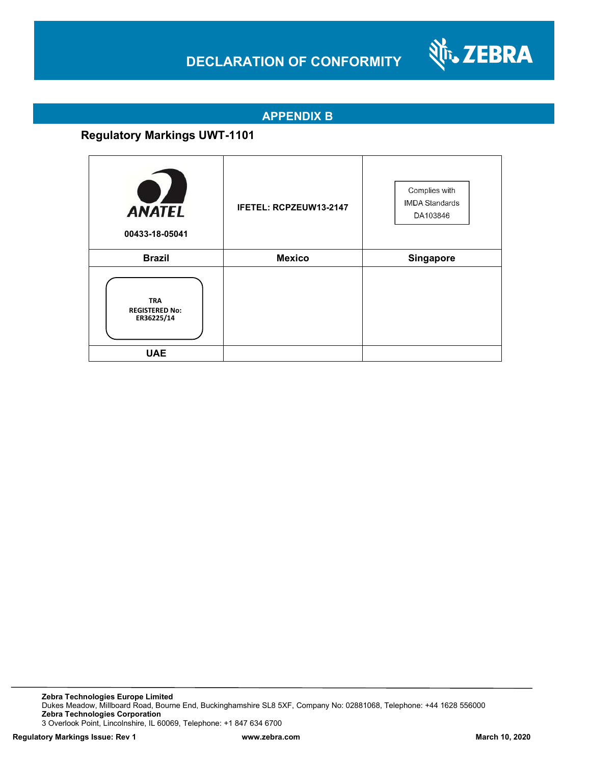## APPENDIX B

### Regulatory Markings UWT-1101

| | | |
|---|---|---|
| ANATEL<br>00433-18-05041 | IFETEL: RCPZEUW13-2147 | Complies with IMDA Standards DA103846 |
| **Brazil** | **Mexico** | **Singapore** |
| TRA<br>REGISTERED No:<br>ER36225/14 | | |
| **UAE** | | |

**Zebra Technologies Europe Limited**
Dukes Meadow, Millboard Road, Bourne End, Buckinghamshire SL8 5XF, Company No: 02881068, Telephone: +44 1628 556000
**Zebra Technologies Corporation**
3 Overlook Point, Lincolnshire, IL 60069, Telephone: +1 847 634 6700

**Regulatory Markings Issue: Rev 1** **www.zebra.com** **March 10, 2020**